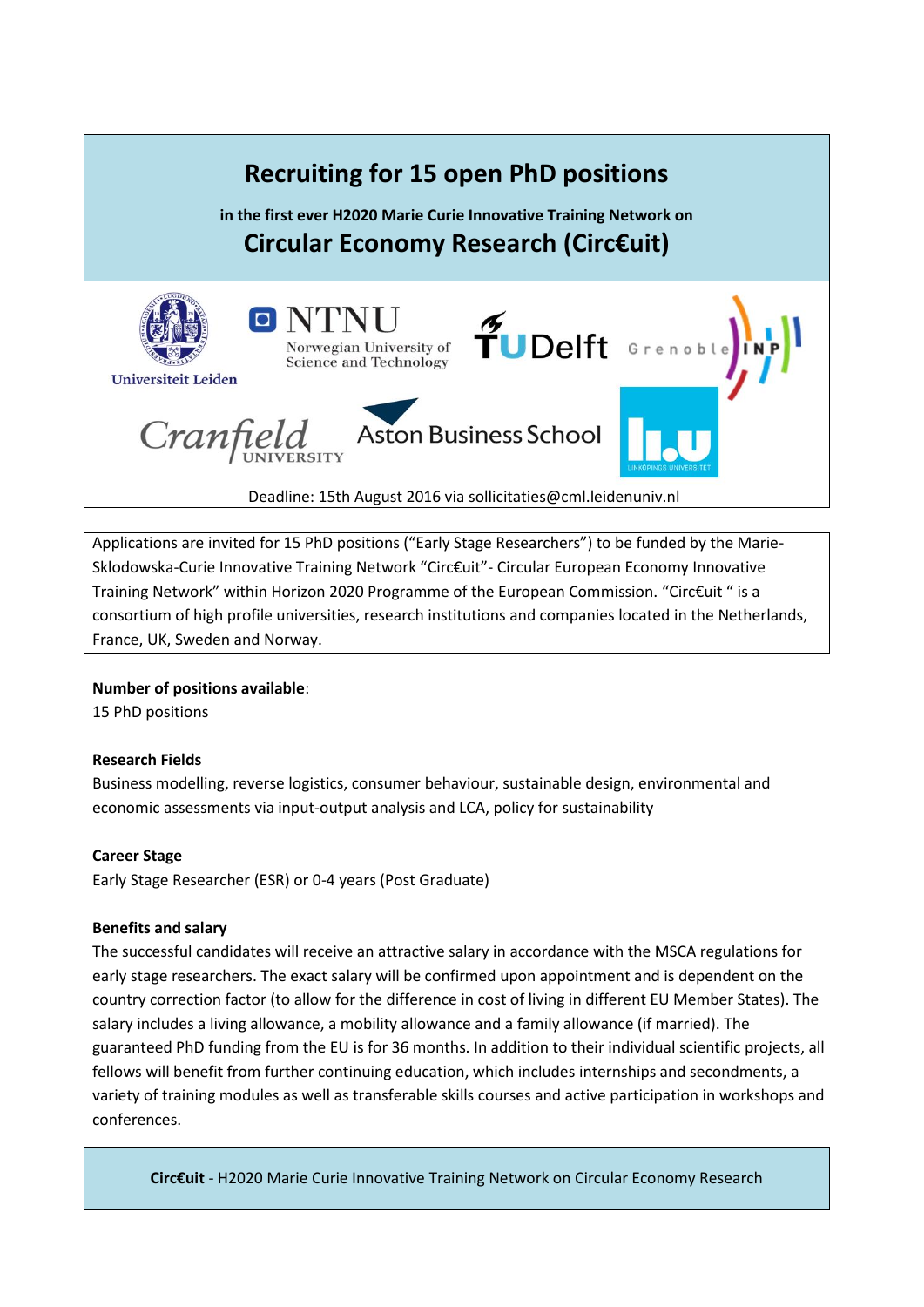# Recruiting for 15 open PhD positions

**in the first ever H2020 Marie Curie Innovative Training Network on**

## Circular Economy Research (Circ€uit)

Universiteit Leiden

NTNU Norwegian University of Science and Technology

TU Delft

Grenoble INP

Cranfield University

Aston Business School

LiU Linköpings Universitet

Deadline: 15th August 2016 via sollicitaties@cml.leidenuniv.nl

Applications are invited for 15 PhD positions ("Early Stage Researchers") to be funded by the Marie-Sklodowska-Curie Innovative Training Network "Circ€uit"- Circular European Economy Innovative Training Network" within Horizon 2020 Programme of the European Commission. "Circ€uit " is a consortium of high profile universities, research institutions and companies located in the Netherlands, France, UK, Sweden and Norway.

**Number of positions available**:
15 PhD positions

**Research Fields**
Business modelling, reverse logistics, consumer behaviour, sustainable design, environmental and economic assessments via input-output analysis and LCA, policy for sustainability

**Career Stage**
Early Stage Researcher (ESR) or 0-4 years (Post Graduate)

**Benefits and salary**
The successful candidates will receive an attractive salary in accordance with the MSCA regulations for early stage researchers. The exact salary will be confirmed upon appointment and is dependent on the country correction factor (to allow for the difference in cost of living in different EU Member States). The salary includes a living allowance, a mobility allowance and a family allowance (if married). The guaranteed PhD funding from the EU is for 36 months. In addition to their individual scientific projects, all fellows will benefit from further continuing education, which includes internships and secondments, a variety of training modules as well as transferable skills courses and active participation in workshops and conferences.

**Circ€uit** - H2020 Marie Curie Innovative Training Network on Circular Economy Research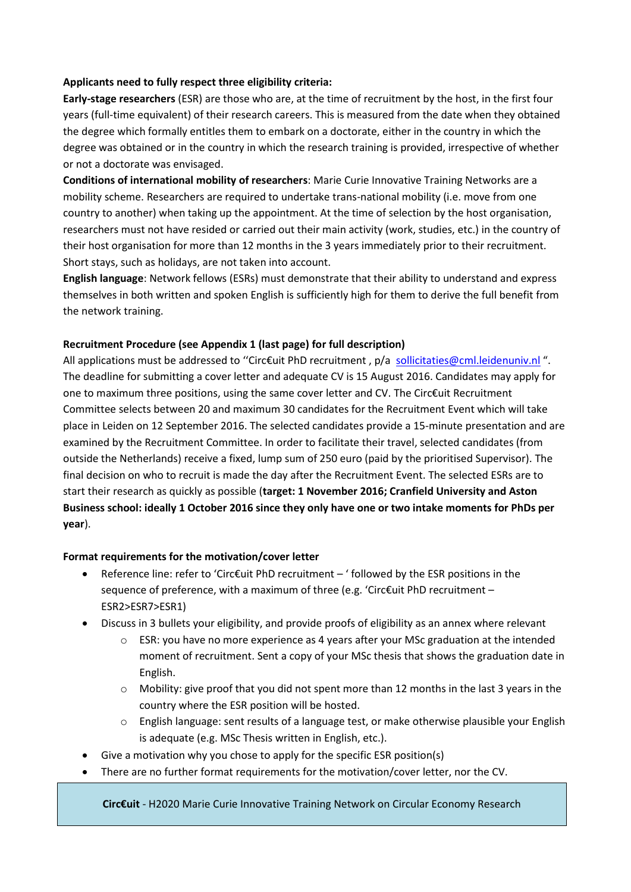**Applicants need to fully respect three eligibility criteria:**

**Early-stage researchers** (ESR) are those who are, at the time of recruitment by the host, in the first four years (full-time equivalent) of their research careers. This is measured from the date when they obtained the degree which formally entitles them to embark on a doctorate, either in the country in which the degree was obtained or in the country in which the research training is provided, irrespective of whether or not a doctorate was envisaged.

**Conditions of international mobility of researchers**: Marie Curie Innovative Training Networks are a mobility scheme. Researchers are required to undertake trans-national mobility (i.e. move from one country to another) when taking up the appointment. At the time of selection by the host organisation, researchers must not have resided or carried out their main activity (work, studies, etc.) in the country of their host organisation for more than 12 months in the 3 years immediately prior to their recruitment. Short stays, such as holidays, are not taken into account.

**English language**: Network fellows (ESRs) must demonstrate that their ability to understand and express themselves in both written and spoken English is sufficiently high for them to derive the full benefit from the network training.

**Recruitment Procedure (see Appendix 1 (last page) for full description)**

All applications must be addressed to ''Circ€uit PhD recruitment , p/a sollicitaties@cml.leidenuniv.nl ". The deadline for submitting a cover letter and adequate CV is 15 August 2016. Candidates may apply for one to maximum three positions, using the same cover letter and CV. The Circ€uit Recruitment Committee selects between 20 and maximum 30 candidates for the Recruitment Event which will take place in Leiden on 12 September 2016. The selected candidates provide a 15-minute presentation and are examined by the Recruitment Committee. In order to facilitate their travel, selected candidates (from outside the Netherlands) receive a fixed, lump sum of 250 euro (paid by the prioritised Supervisor). The final decision on who to recruit is made the day after the Recruitment Event. The selected ESRs are to start their research as quickly as possible (**target: 1 November 2016; Cranfield University and Aston Business school: ideally 1 October 2016 since they only have one or two intake moments for PhDs per year**).

**Format requirements for the motivation/cover letter**

- Reference line: refer to 'Circ€uit PhD recruitment – ' followed by the ESR positions in the sequence of preference, with a maximum of three (e.g. 'Circ€uit PhD recruitment – ESR2>ESR7>ESR1)
- Discuss in 3 bullets your eligibility, and provide proofs of eligibility as an annex where relevant
    - ESR: you have no more experience as 4 years after your MSc graduation at the intended moment of recruitment. Sent a copy of your MSc thesis that shows the graduation date in English.
    - Mobility: give proof that you did not spent more than 12 months in the last 3 years in the country where the ESR position will be hosted.
    - English language: sent results of a language test, or make otherwise plausible your English is adequate (e.g. MSc Thesis written in English, etc.).
- Give a motivation why you chose to apply for the specific ESR position(s)
- There are no further format requirements for the motivation/cover letter, nor the CV.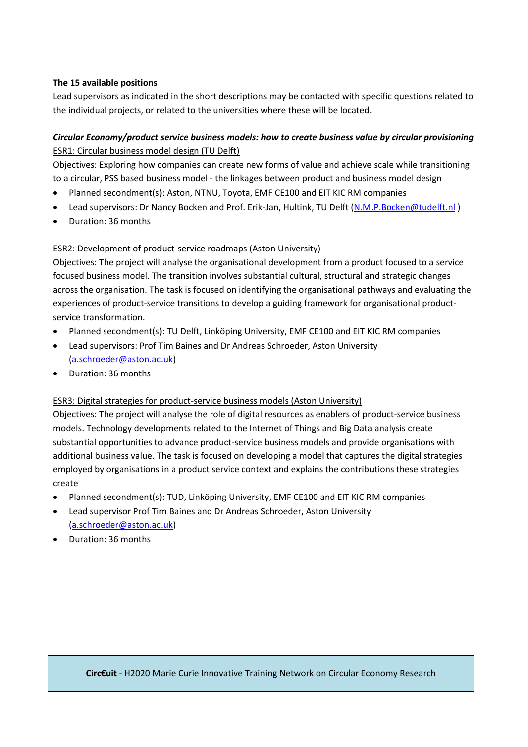**The 15 available positions**

Lead supervisors as indicated in the short descriptions may be contacted with specific questions related to the individual projects, or related to the universities where these will be located.

***Circular Economy/product service business models: how to create business value by circular provisioning***

ESR1: Circular business model design (TU Delft)

Objectives: Exploring how companies can create new forms of value and achieve scale while transitioning to a circular, PSS based business model - the linkages between product and business model design

- Planned secondment(s): Aston, NTNU, Toyota, EMF CE100 and EIT KIC RM companies
- Lead supervisors: Dr Nancy Bocken and Prof. Erik-Jan, Hultink, TU Delft (N.M.P.Bocken@tudelft.nl )
- Duration: 36 months

ESR2: Development of product-service roadmaps (Aston University)

Objectives: The project will analyse the organisational development from a product focused to a service focused business model. The transition involves substantial cultural, structural and strategic changes across the organisation. The task is focused on identifying the organisational pathways and evaluating the experiences of product-service transitions to develop a guiding framework for organisational product-service transformation.

- Planned secondment(s): TU Delft, Linköping University, EMF CE100 and EIT KIC RM companies
- Lead supervisors: Prof Tim Baines and Dr Andreas Schroeder, Aston University (a.schroeder@aston.ac.uk)
- Duration: 36 months

ESR3: Digital strategies for product-service business models (Aston University)

Objectives: The project will analyse the role of digital resources as enablers of product-service business models. Technology developments related to the Internet of Things and Big Data analysis create substantial opportunities to advance product-service business models and provide organisations with additional business value. The task is focused on developing a model that captures the digital strategies employed by organisations in a product service context and explains the contributions these strategies create

- Planned secondment(s): TUD, Linköping University, EMF CE100 and EIT KIC RM companies
- Lead supervisor Prof Tim Baines and Dr Andreas Schroeder, Aston University (a.schroeder@aston.ac.uk)
- Duration: 36 months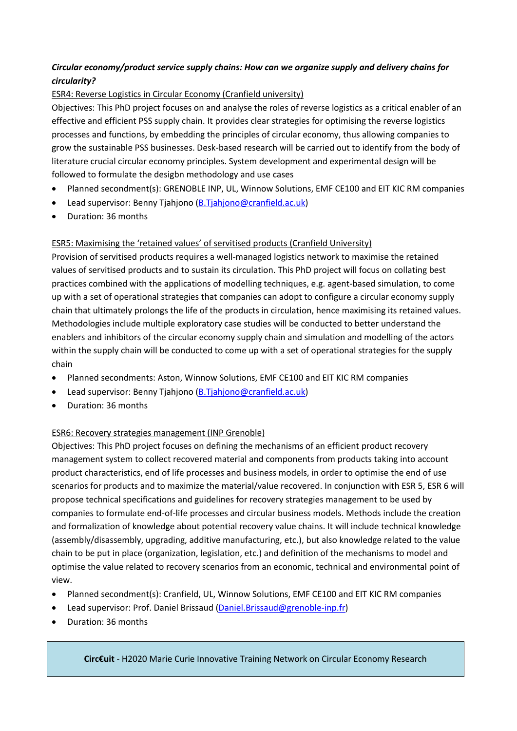***Circular economy/product service supply chains: How can we organize supply and delivery chains for circularity?***

ESR4: Reverse Logistics in Circular Economy (Cranfield university)

Objectives: This PhD project focuses on and analyse the roles of reverse logistics as a critical enabler of an effective and efficient PSS supply chain. It provides clear strategies for optimising the reverse logistics processes and functions, by embedding the principles of circular economy, thus allowing companies to grow the sustainable PSS businesses. Desk-based research will be carried out to identify from the body of literature crucial circular economy principles. System development and experimental design will be followed to formulate the desigbn methodology and use cases

- Planned secondment(s): GRENOBLE INP, UL, Winnow Solutions, EMF CE100 and EIT KIC RM companies
- Lead supervisor: Benny Tjahjono (B.Tjahjono@cranfield.ac.uk)
- Duration: 36 months

ESR5: Maximising the 'retained values' of servitised products (Cranfield University)

Provision of servitised products requires a well-managed logistics network to maximise the retained values of servitised products and to sustain its circulation. This PhD project will focus on collating best practices combined with the applications of modelling techniques, e.g. agent-based simulation, to come up with a set of operational strategies that companies can adopt to configure a circular economy supply chain that ultimately prolongs the life of the products in circulation, hence maximising its retained values. Methodologies include multiple exploratory case studies will be conducted to better understand the enablers and inhibitors of the circular economy supply chain and simulation and modelling of the actors within the supply chain will be conducted to come up with a set of operational strategies for the supply chain

- Planned secondments: Aston, Winnow Solutions, EMF CE100 and EIT KIC RM companies
- Lead supervisor: Benny Tjahjono (B.Tjahjono@cranfield.ac.uk)
- Duration: 36 months

ESR6: Recovery strategies management (INP Grenoble)

Objectives: This PhD project focuses on defining the mechanisms of an efficient product recovery management system to collect recovered material and components from products taking into account product characteristics, end of life processes and business models, in order to optimise the end of use scenarios for products and to maximize the material/value recovered. In conjunction with ESR 5, ESR 6 will propose technical specifications and guidelines for recovery strategies management to be used by companies to formulate end-of-life processes and circular business models. Methods include the creation and formalization of knowledge about potential recovery value chains. It will include technical knowledge (assembly/disassembly, upgrading, additive manufacturing, etc.), but also knowledge related to the value chain to be put in place (organization, legislation, etc.) and definition of the mechanisms to model and optimise the value related to recovery scenarios from an economic, technical and environmental point of view.

- Planned secondment(s): Cranfield, UL, Winnow Solutions, EMF CE100 and EIT KIC RM companies
- Lead supervisor: Prof. Daniel Brissaud (Daniel.Brissaud@grenoble-inp.fr)
- Duration: 36 months

**Circ€uit** - H2020 Marie Curie Innovative Training Network on Circular Economy Research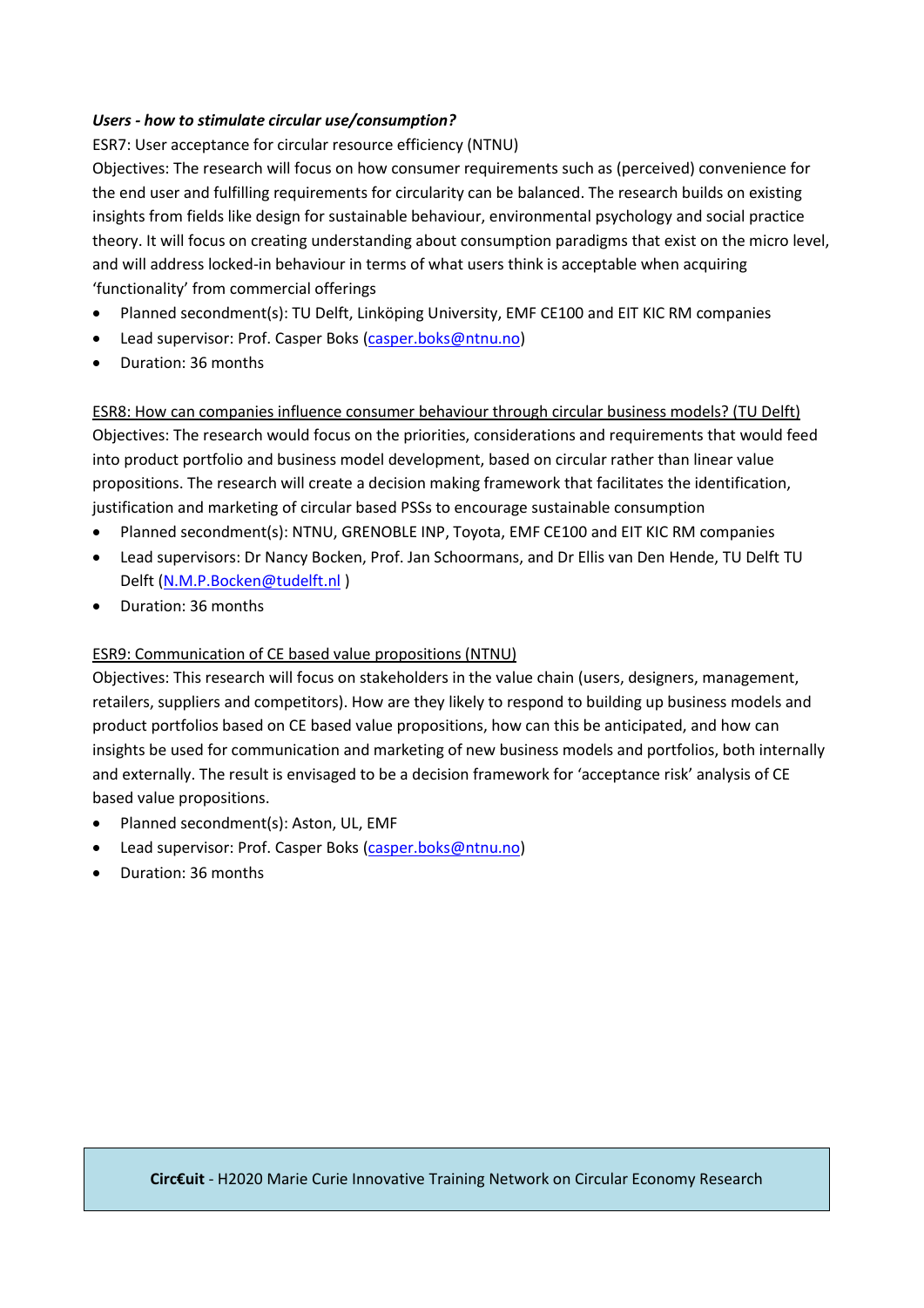***Users - how to stimulate circular use/consumption?***

ESR7: User acceptance for circular resource efficiency (NTNU)

Objectives: The research will focus on how consumer requirements such as (perceived) convenience for the end user and fulfilling requirements for circularity can be balanced. The research builds on existing insights from fields like design for sustainable behaviour, environmental psychology and social practice theory. It will focus on creating understanding about consumption paradigms that exist on the micro level, and will address locked-in behaviour in terms of what users think is acceptable when acquiring 'functionality' from commercial offerings

- Planned secondment(s): TU Delft, Linköping University, EMF CE100 and EIT KIC RM companies
- Lead supervisor: Prof. Casper Boks (casper.boks@ntnu.no)
- Duration: 36 months

ESR8: How can companies influence consumer behaviour through circular business models? (TU Delft)

Objectives: The research would focus on the priorities, considerations and requirements that would feed into product portfolio and business model development, based on circular rather than linear value propositions. The research will create a decision making framework that facilitates the identification, justification and marketing of circular based PSSs to encourage sustainable consumption

- Planned secondment(s): NTNU, GRENOBLE INP, Toyota, EMF CE100 and EIT KIC RM companies
- Lead supervisors: Dr Nancy Bocken, Prof. Jan Schoormans, and Dr Ellis van Den Hende, TU Delft TU Delft (N.M.P.Bocken@tudelft.nl )
- Duration: 36 months

ESR9: Communication of CE based value propositions (NTNU)

Objectives: This research will focus on stakeholders in the value chain (users, designers, management, retailers, suppliers and competitors). How are they likely to respond to building up business models and product portfolios based on CE based value propositions, how can this be anticipated, and how can insights be used for communication and marketing of new business models and portfolios, both internally and externally. The result is envisaged to be a decision framework for 'acceptance risk' analysis of CE based value propositions.

- Planned secondment(s): Aston, UL, EMF
- Lead supervisor: Prof. Casper Boks (casper.boks@ntnu.no)
- Duration: 36 months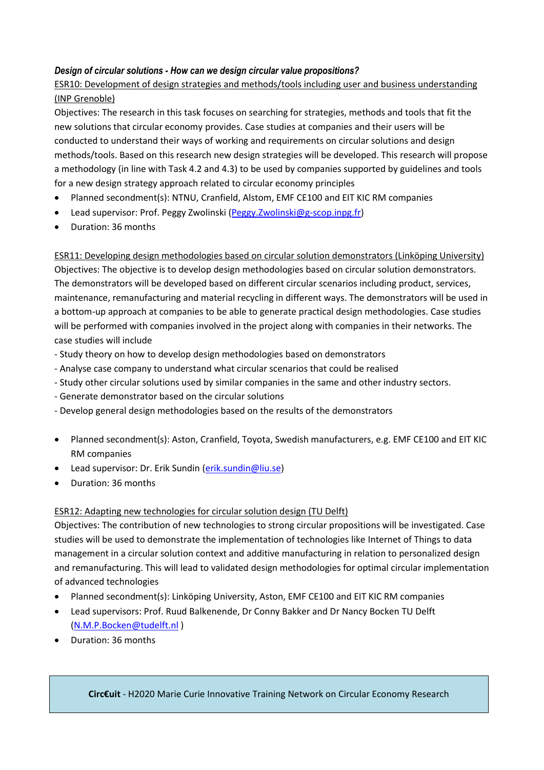***Design of circular solutions - How can we design circular value propositions?***

ESR10: Development of design strategies and methods/tools including user and business understanding (INP Grenoble)

Objectives: The research in this task focuses on searching for strategies, methods and tools that fit the new solutions that circular economy provides. Case studies at companies and their users will be conducted to understand their ways of working and requirements on circular solutions and design methods/tools. Based on this research new design strategies will be developed. This research will propose a methodology (in line with Task 4.2 and 4.3) to be used by companies supported by guidelines and tools for a new design strategy approach related to circular economy principles

- Planned secondment(s): NTNU, Cranfield, Alstom, EMF CE100 and EIT KIC RM companies
- Lead supervisor: Prof. Peggy Zwolinski (Peggy.Zwolinski@g-scop.inpg.fr)
- Duration: 36 months

ESR11: Developing design methodologies based on circular solution demonstrators (Linköping University)

Objectives: The objective is to develop design methodologies based on circular solution demonstrators. The demonstrators will be developed based on different circular scenarios including product, services, maintenance, remanufacturing and material recycling in different ways. The demonstrators will be used in a bottom-up approach at companies to be able to generate practical design methodologies. Case studies will be performed with companies involved in the project along with companies in their networks. The case studies will include

- Study theory on how to develop design methodologies based on demonstrators
- Analyse case company to understand what circular scenarios that could be realised
- Study other circular solutions used by similar companies in the same and other industry sectors.
- Generate demonstrator based on the circular solutions
- Develop general design methodologies based on the results of the demonstrators

- Planned secondment(s): Aston, Cranfield, Toyota, Swedish manufacturers, e.g. EMF CE100 and EIT KIC RM companies
- Lead supervisor: Dr. Erik Sundin (erik.sundin@liu.se)
- Duration: 36 months

ESR12: Adapting new technologies for circular solution design (TU Delft)

Objectives: The contribution of new technologies to strong circular propositions will be investigated. Case studies will be used to demonstrate the implementation of technologies like Internet of Things to data management in a circular solution context and additive manufacturing in relation to personalized design and remanufacturing. This will lead to validated design methodologies for optimal circular implementation of advanced technologies

- Planned secondment(s): Linköping University, Aston, EMF CE100 and EIT KIC RM companies
- Lead supervisors: Prof. Ruud Balkenende, Dr Conny Bakker and Dr Nancy Bocken TU Delft (N.M.P.Bocken@tudelft.nl )
- Duration: 36 months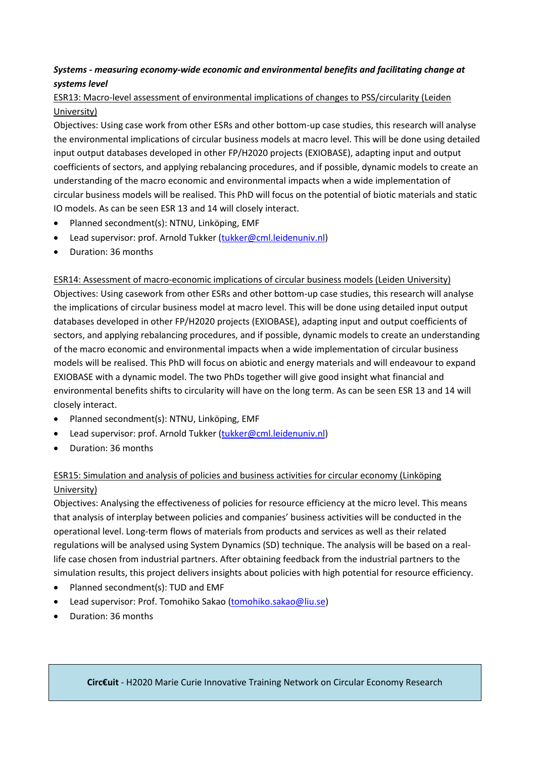***Systems - measuring economy-wide economic and environmental benefits and facilitating change at systems level***

ESR13: Macro-level assessment of environmental implications of changes to PSS/circularity (Leiden University)

Objectives: Using case work from other ESRs and other bottom-up case studies, this research will analyse the environmental implications of circular business models at macro level. This will be done using detailed input output databases developed in other FP/H2020 projects (EXIOBASE), adapting input and output coefficients of sectors, and applying rebalancing procedures, and if possible, dynamic models to create an understanding of the macro economic and environmental impacts when a wide implementation of circular business models will be realised. This PhD will focus on the potential of biotic materials and static IO models. As can be seen ESR 13 and 14 will closely interact.

- Planned secondment(s): NTNU, Linköping, EMF
- Lead supervisor: prof. Arnold Tukker (tukker@cml.leidenuniv.nl)
- Duration: 36 months

ESR14: Assessment of macro-economic implications of circular business models (Leiden University)

Objectives: Using casework from other ESRs and other bottom-up case studies, this research will analyse the implications of circular business model at macro level. This will be done using detailed input output databases developed in other FP/H2020 projects (EXIOBASE), adapting input and output coefficients of sectors, and applying rebalancing procedures, and if possible, dynamic models to create an understanding of the macro economic and environmental impacts when a wide implementation of circular business models will be realised. This PhD will focus on abiotic and energy materials and will endeavour to expand EXIOBASE with a dynamic model. The two PhDs together will give good insight what financial and environmental benefits shifts to circularity will have on the long term. As can be seen ESR 13 and 14 will closely interact.

- Planned secondment(s): NTNU, Linköping, EMF
- Lead supervisor: prof. Arnold Tukker (tukker@cml.leidenuniv.nl)
- Duration: 36 months

ESR15: Simulation and analysis of policies and business activities for circular economy (Linköping University)

Objectives: Analysing the effectiveness of policies for resource efficiency at the micro level. This means that analysis of interplay between policies and companies' business activities will be conducted in the operational level. Long-term flows of materials from products and services as well as their related regulations will be analysed using System Dynamics (SD) technique. The analysis will be based on a real-life case chosen from industrial partners. After obtaining feedback from the industrial partners to the simulation results, this project delivers insights about policies with high potential for resource efficiency.

- Planned secondment(s): TUD and EMF
- Lead supervisor: Prof. Tomohiko Sakao (tomohiko.sakao@liu.se)
- Duration: 36 months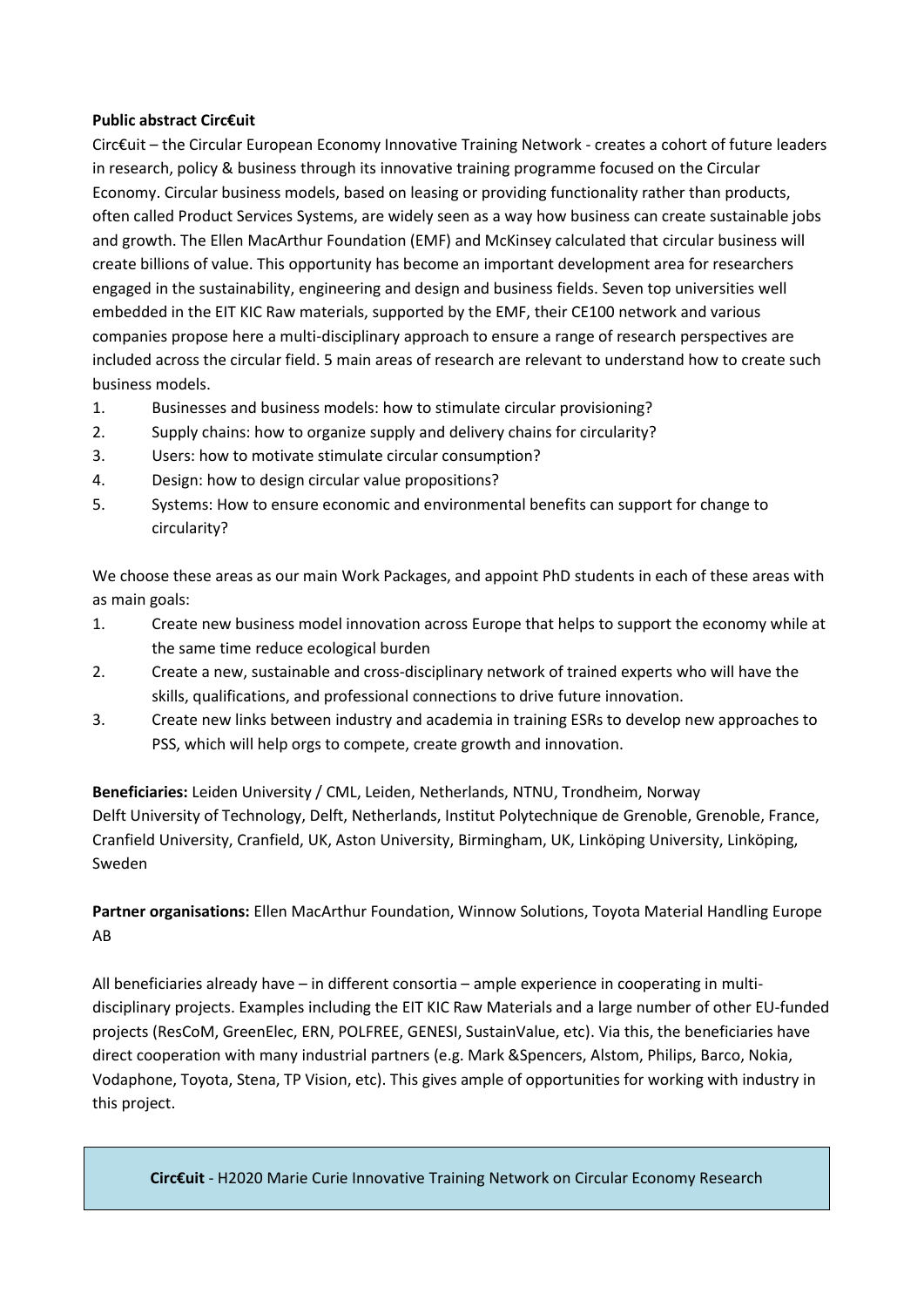**Public abstract Circ€uit**

Circ€uit – the Circular European Economy Innovative Training Network - creates a cohort of future leaders in research, policy & business through its innovative training programme focused on the Circular Economy. Circular business models, based on leasing or providing functionality rather than products, often called Product Services Systems, are widely seen as a way how business can create sustainable jobs and growth. The Ellen MacArthur Foundation (EMF) and McKinsey calculated that circular business will create billions of value. This opportunity has become an important development area for researchers engaged in the sustainability, engineering and design and business fields. Seven top universities well embedded in the EIT KIC Raw materials, supported by the EMF, their CE100 network and various companies propose here a multi-disciplinary approach to ensure a range of research perspectives are included across the circular field. 5 main areas of research are relevant to understand how to create such business models.

1. Businesses and business models: how to stimulate circular provisioning?
2. Supply chains: how to organize supply and delivery chains for circularity?
3. Users: how to motivate stimulate circular consumption?
4. Design: how to design circular value propositions?
5. Systems: How to ensure economic and environmental benefits can support for change to circularity?

We choose these areas as our main Work Packages, and appoint PhD students in each of these areas with as main goals:

1. Create new business model innovation across Europe that helps to support the economy while at the same time reduce ecological burden
2. Create a new, sustainable and cross-disciplinary network of trained experts who will have the skills, qualifications, and professional connections to drive future innovation.
3. Create new links between industry and academia in training ESRs to develop new approaches to PSS, which will help orgs to compete, create growth and innovation.

**Beneficiaries:** Leiden University / CML, Leiden, Netherlands, NTNU, Trondheim, Norway
Delft University of Technology, Delft, Netherlands, Institut Polytechnique de Grenoble, Grenoble, France, Cranfield University, Cranfield, UK, Aston University, Birmingham, UK, Linköping University, Linköping, Sweden

**Partner organisations:** Ellen MacArthur Foundation, Winnow Solutions, Toyota Material Handling Europe AB

All beneficiaries already have – in different consortia – ample experience in cooperating in multi-disciplinary projects. Examples including the EIT KIC Raw Materials and a large number of other EU-funded projects (ResCoM, GreenElec, ERN, POLFREE, GENESI, SustainValue, etc). Via this, the beneficiaries have direct cooperation with many industrial partners (e.g. Mark &Spencers, Alstom, Philips, Barco, Nokia, Vodaphone, Toyota, Stena, TP Vision, etc). This gives ample of opportunities for working with industry in this project.

**Circ€uit** - H2020 Marie Curie Innovative Training Network on Circular Economy Research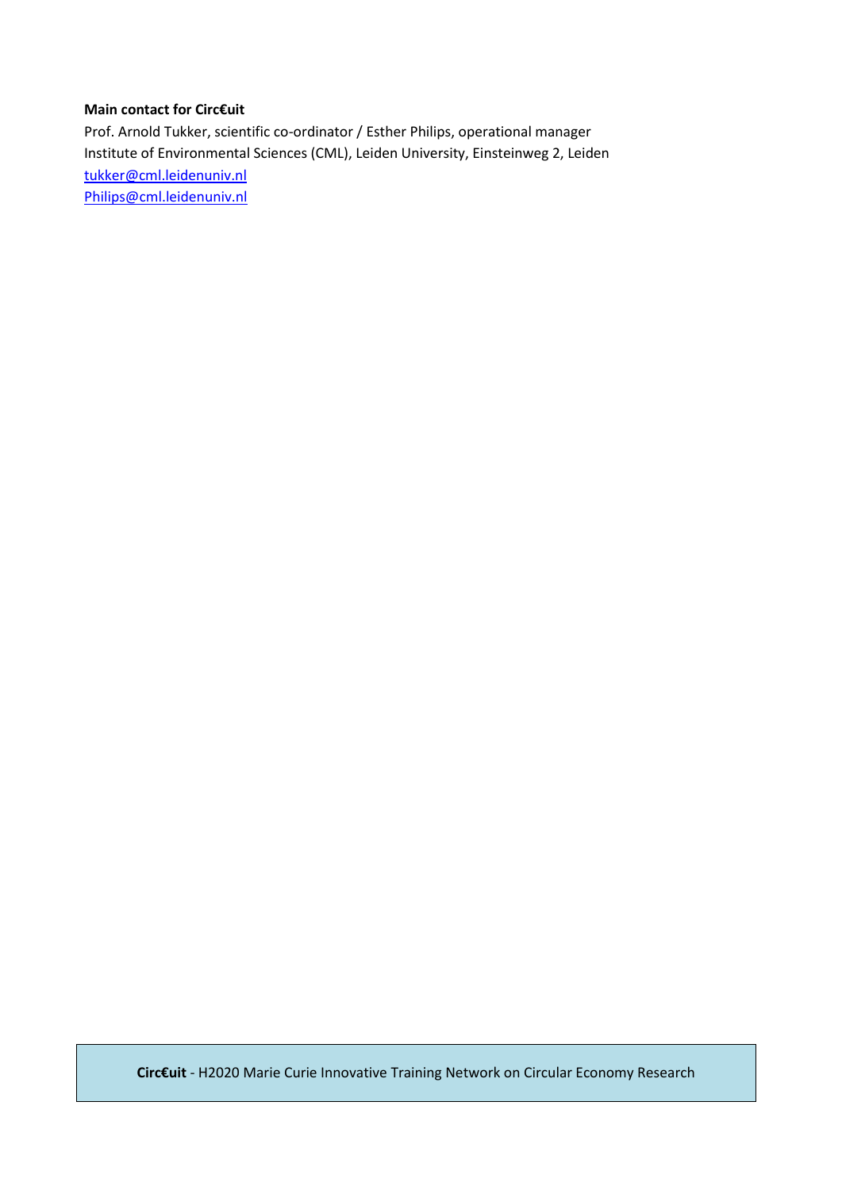**Main contact for Circ€uit**

Prof. Arnold Tukker, scientific co-ordinator / Esther Philips, operational manager
Institute of Environmental Sciences (CML), Leiden University, Einsteinweg 2, Leiden
tukker@cml.leidenuniv.nl
Philips@cml.leidenuniv.nl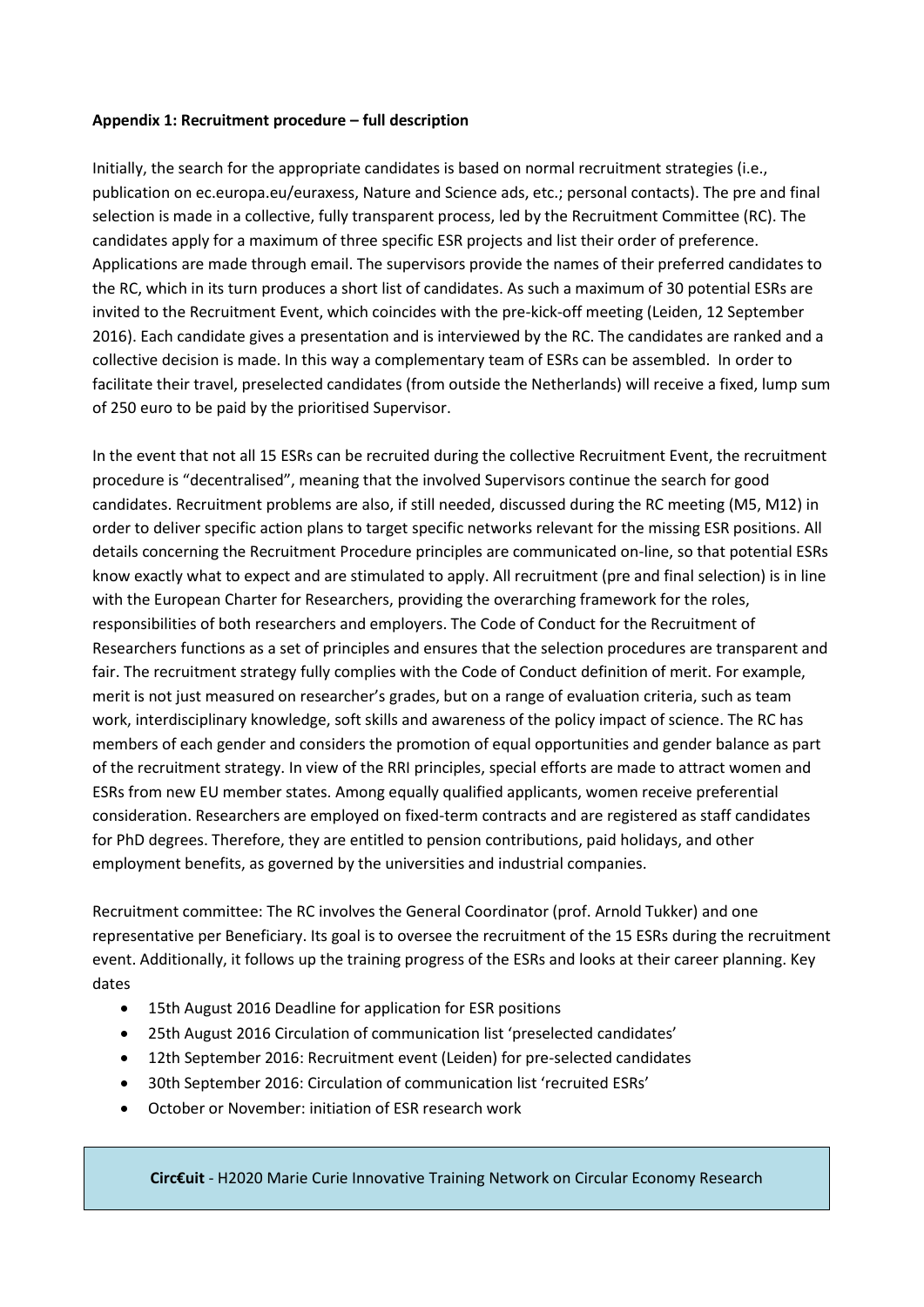**Appendix 1: Recruitment procedure – full description**

Initially, the search for the appropriate candidates is based on normal recruitment strategies (i.e., publication on ec.europa.eu/euraxess, Nature and Science ads, etc.; personal contacts). The pre and final selection is made in a collective, fully transparent process, led by the Recruitment Committee (RC). The candidates apply for a maximum of three specific ESR projects and list their order of preference. Applications are made through email. The supervisors provide the names of their preferred candidates to the RC, which in its turn produces a short list of candidates. As such a maximum of 30 potential ESRs are invited to the Recruitment Event, which coincides with the pre-kick-off meeting (Leiden, 12 September 2016). Each candidate gives a presentation and is interviewed by the RC. The candidates are ranked and a collective decision is made. In this way a complementary team of ESRs can be assembled. In order to facilitate their travel, preselected candidates (from outside the Netherlands) will receive a fixed, lump sum of 250 euro to be paid by the prioritised Supervisor.

In the event that not all 15 ESRs can be recruited during the collective Recruitment Event, the recruitment procedure is "decentralised", meaning that the involved Supervisors continue the search for good candidates. Recruitment problems are also, if still needed, discussed during the RC meeting (M5, M12) in order to deliver specific action plans to target specific networks relevant for the missing ESR positions. All details concerning the Recruitment Procedure principles are communicated on-line, so that potential ESRs know exactly what to expect and are stimulated to apply. All recruitment (pre and final selection) is in line with the European Charter for Researchers, providing the overarching framework for the roles, responsibilities of both researchers and employers. The Code of Conduct for the Recruitment of Researchers functions as a set of principles and ensures that the selection procedures are transparent and fair. The recruitment strategy fully complies with the Code of Conduct definition of merit. For example, merit is not just measured on researcher's grades, but on a range of evaluation criteria, such as team work, interdisciplinary knowledge, soft skills and awareness of the policy impact of science. The RC has members of each gender and considers the promotion of equal opportunities and gender balance as part of the recruitment strategy. In view of the RRI principles, special efforts are made to attract women and ESRs from new EU member states. Among equally qualified applicants, women receive preferential consideration. Researchers are employed on fixed-term contracts and are registered as staff candidates for PhD degrees. Therefore, they are entitled to pension contributions, paid holidays, and other employment benefits, as governed by the universities and industrial companies.

Recruitment committee: The RC involves the General Coordinator (prof. Arnold Tukker) and one representative per Beneficiary. Its goal is to oversee the recruitment of the 15 ESRs during the recruitment event. Additionally, it follows up the training progress of the ESRs and looks at their career planning. Key dates

- 15th August 2016 Deadline for application for ESR positions
- 25th August 2016 Circulation of communication list 'preselected candidates'
- 12th September 2016: Recruitment event (Leiden) for pre-selected candidates
- 30th September 2016: Circulation of communication list 'recruited ESRs'
- October or November: initiation of ESR research work